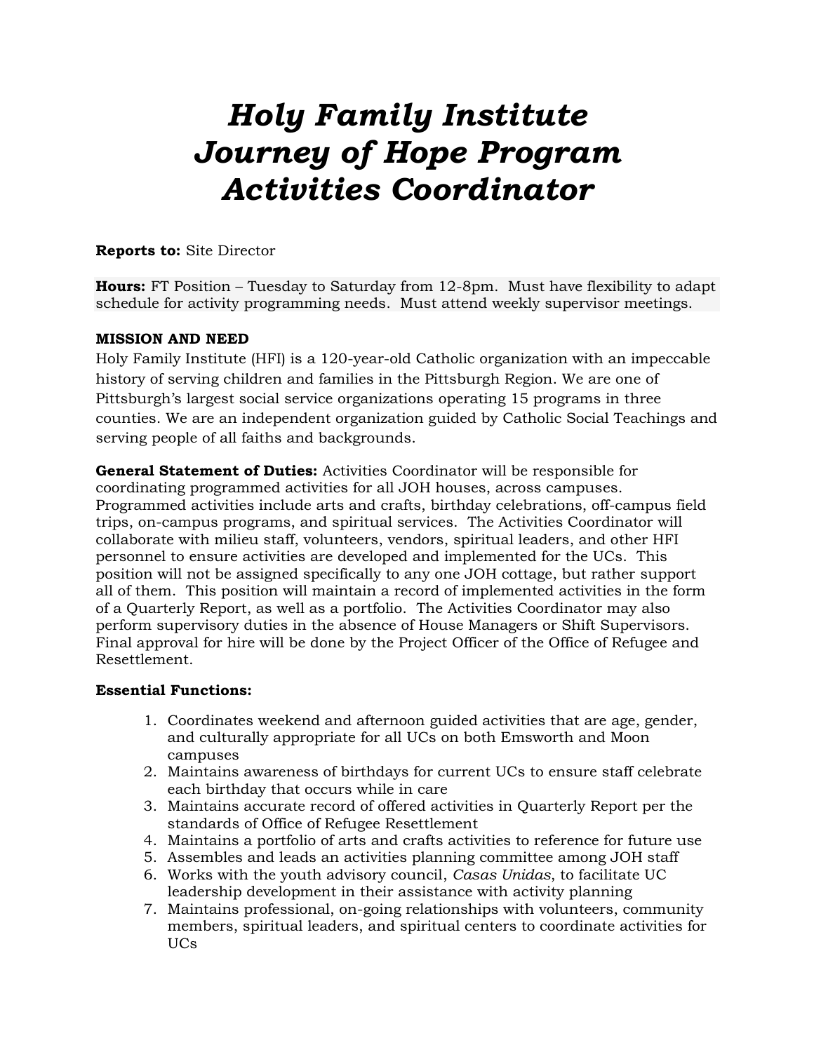# *Holy Family Institute Journey of Hope Program Activities Coordinator*

**Reports to:** Site Director

**Hours:** FT Position – Tuesday to Saturday from 12-8pm. Must have flexibility to adapt schedule for activity programming needs. Must attend weekly supervisor meetings.

**MISSION AND NEED**

Holy Family Institute (HFI) is a 120-year-old Catholic organization with an impeccable history of serving children and families in the Pittsburgh Region. We are one of Pittsburgh's largest social service organizations operating 15 programs in three counties. We are an independent organization guided by Catholic Social Teachings and serving people of all faiths and backgrounds.

**General Statement of Duties:** Activities Coordinator will be responsible for coordinating programmed activities for all JOH houses, across campuses. Programmed activities include arts and crafts, birthday celebrations, off-campus field trips, on-campus programs, and spiritual services. The Activities Coordinator will collaborate with milieu staff, volunteers, vendors, spiritual leaders, and other HFI personnel to ensure activities are developed and implemented for the UCs. This position will not be assigned specifically to any one JOH cottage, but rather support all of them. This position will maintain a record of implemented activities in the form of a Quarterly Report, as well as a portfolio. The Activities Coordinator may also perform supervisory duties in the absence of House Managers or Shift Supervisors. Final approval for hire will be done by the Project Officer of the Office of Refugee and Resettlement.

**Essential Functions:**

1. Coordinates weekend and afternoon guided activities that are age, gender, and culturally appropriate for all UCs on both Emsworth and Moon campuses
2. Maintains awareness of birthdays for current UCs to ensure staff celebrate each birthday that occurs while in care
3. Maintains accurate record of offered activities in Quarterly Report per the standards of Office of Refugee Resettlement
4. Maintains a portfolio of arts and crafts activities to reference for future use
5. Assembles and leads an activities planning committee among JOH staff
6. Works with the youth advisory council, *Casas Unidas*, to facilitate UC leadership development in their assistance with activity planning
7. Maintains professional, on-going relationships with volunteers, community members, spiritual leaders, and spiritual centers to coordinate activities for UCs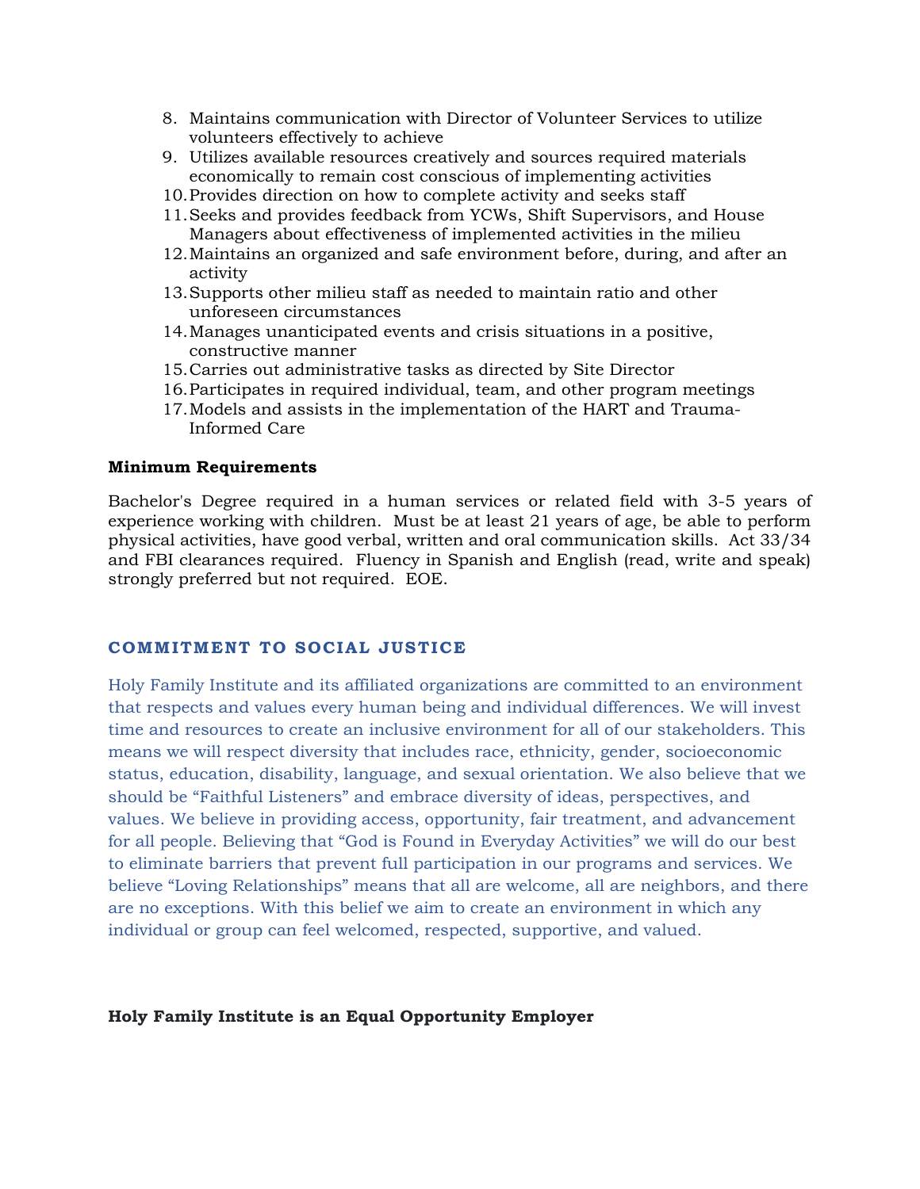8. Maintains communication with Director of Volunteer Services to utilize volunteers effectively to achieve
9. Utilizes available resources creatively and sources required materials economically to remain cost conscious of implementing activities
10. Provides direction on how to complete activity and seeks staff
11. Seeks and provides feedback from YCWs, Shift Supervisors, and House Managers about effectiveness of implemented activities in the milieu
12. Maintains an organized and safe environment before, during, and after an activity
13. Supports other milieu staff as needed to maintain ratio and other unforeseen circumstances
14. Manages unanticipated events and crisis situations in a positive, constructive manner
15. Carries out administrative tasks as directed by Site Director
16. Participates in required individual, team, and other program meetings
17. Models and assists in the implementation of the HART and Trauma-Informed Care

**Minimum Requirements**

Bachelor's Degree required in a human services or related field with 3-5 years of experience working with children. Must be at least 21 years of age, be able to perform physical activities, have good verbal, written and oral communication skills. Act 33/34 and FBI clearances required. Fluency in Spanish and English (read, write and speak) strongly preferred but not required. EOE.

## COMMITMENT TO SOCIAL JUSTICE

Holy Family Institute and its affiliated organizations are committed to an environment that respects and values every human being and individual differences. We will invest time and resources to create an inclusive environment for all of our stakeholders. This means we will respect diversity that includes race, ethnicity, gender, socioeconomic status, education, disability, language, and sexual orientation. We also believe that we should be "Faithful Listeners" and embrace diversity of ideas, perspectives, and values. We believe in providing access, opportunity, fair treatment, and advancement for all people. Believing that "God is Found in Everyday Activities" we will do our best to eliminate barriers that prevent full participation in our programs and services. We believe "Loving Relationships" means that all are welcome, all are neighbors, and there are no exceptions. With this belief we aim to create an environment in which any individual or group can feel welcomed, respected, supportive, and valued.

**Holy Family Institute is an Equal Opportunity Employer**